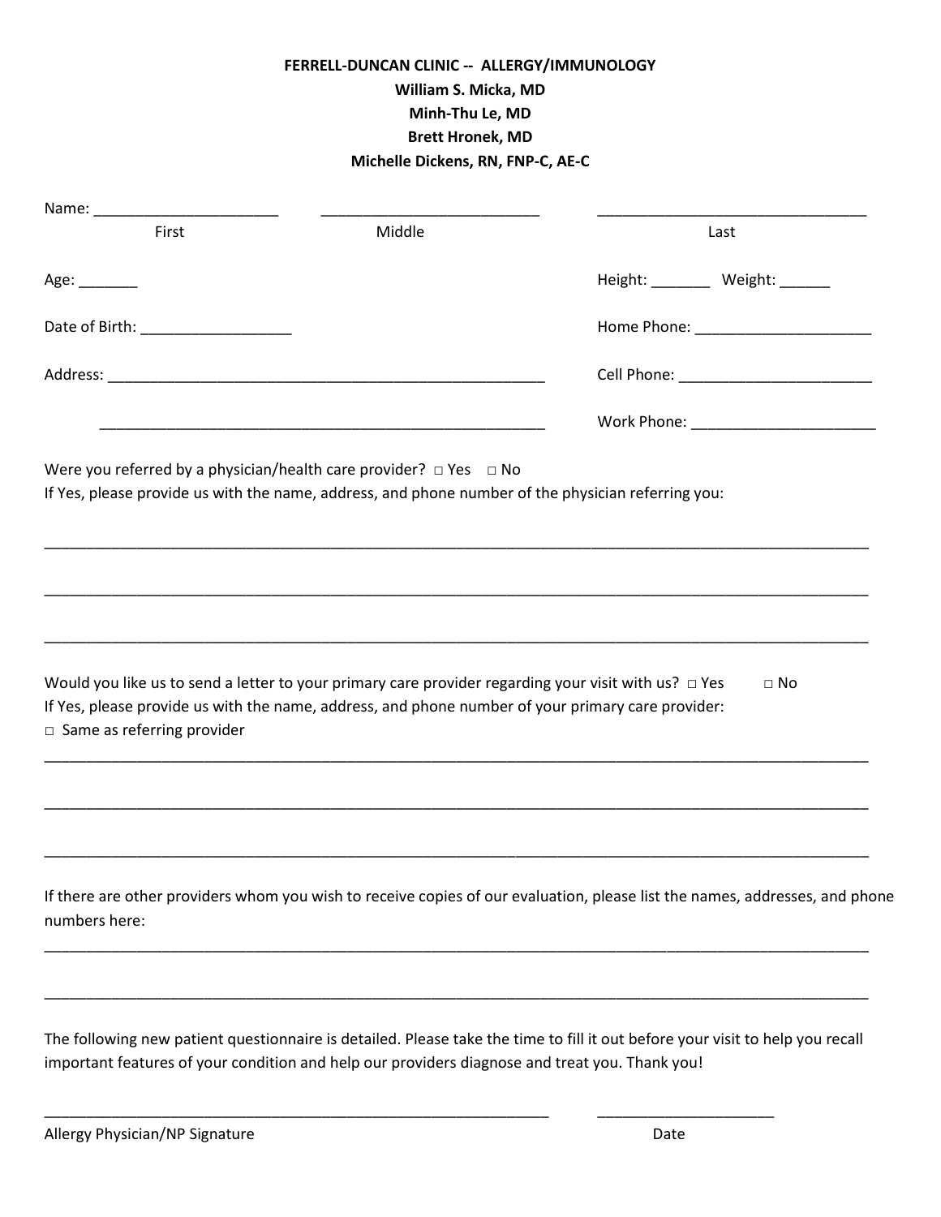**FERRELL-DUNCAN CLINIC -- ALLERGY/IMMUNOLOGY**

**William S. Micka, MD**

**Minh-Thu Le, MD**

**Brett Hronek, MD**

**Michelle Dickens, RN, FNP-C, AE-C**

Name: ______________________ ___________________________ _________________________________

First Middle Last

Age: _______ Height: _______ Weight: ______

Date of Birth: __________________ Home Phone: _____________________

Address: ______________________________________________________ Cell Phone: _______________________

_______________________________________________________ Work Phone: ______________________

Were you referred by a physician/health care provider? □ Yes □ No

If Yes, please provide us with the name, address, and phone number of the physician referring you:

______________________________________________________________________________________________________

______________________________________________________________________________________________________

______________________________________________________________________________________________________

Would you like us to send a letter to your primary care provider regarding your visit with us? □ Yes □ No

If Yes, please provide us with the name, address, and phone number of your primary care provider:

□ Same as referring provider

______________________________________________________________________________________________________

______________________________________________________________________________________________________

______________________________________________________________________________________________________

If there are other providers whom you wish to receive copies of our evaluation, please list the names, addresses, and phone numbers here:

______________________________________________________________________________________________________

______________________________________________________________________________________________________

The following new patient questionnaire is detailed. Please take the time to fill it out before your visit to help you recall important features of your condition and help our providers diagnose and treat you. Thank you!

_______________________________________________________________ _____________________

Allergy Physician/NP Signature Date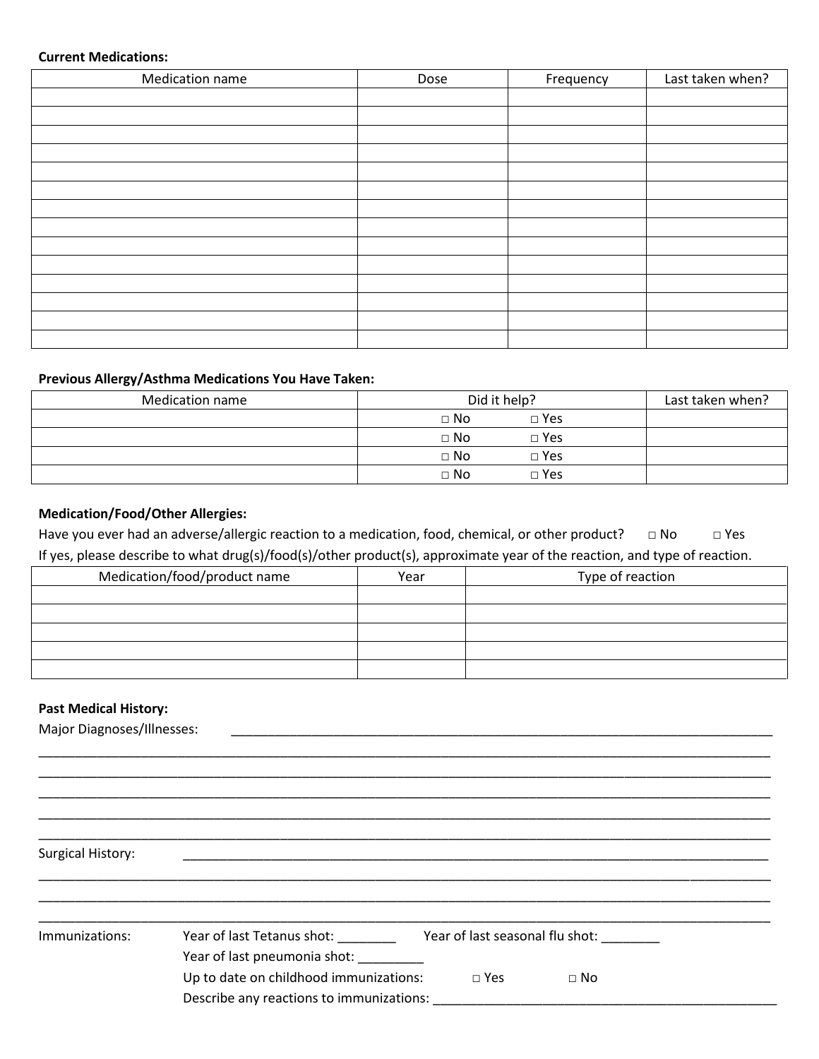**Current Medications:**

| Medication name | Dose | Frequency | Last taken when? |
|---|---|---|---|
| | | | |
| | | | |
| | | | |
| | | | |
| | | | |
| | | | |
| | | | |
| | | | |
| | | | |
| | | | |
| | | | |
| | | | |
| | | | |
| | | | |

**Previous Allergy/Asthma Medications You Have Taken:**

| Medication name | Did it help? | Last taken when? |
|---|---|---|
| | □ No □ Yes | |
| | □ No □ Yes | |
| | □ No □ Yes | |
| | □ No □ Yes | |

**Medication/Food/Other Allergies:**

Have you ever had an adverse/allergic reaction to a medication, food, chemical, or other product? □ No □ Yes

If yes, please describe to what drug(s)/food(s)/other product(s), approximate year of the reaction, and type of reaction.

| Medication/food/product name | Year | Type of reaction |
|---|---|---|
| | | |
| | | |
| | | |
| | | |
| | | |

**Past Medical History:**

Major Diagnoses/Illnesses: ______________________________________________________________________________
______________________________________________________________________________________________________
______________________________________________________________________________________________________
______________________________________________________________________________________________________
______________________________________________________________________________________________________
______________________________________________________________________________________________________

Surgical History: ______________________________________________________________________________________
______________________________________________________________________________________________________
______________________________________________________________________________________________________
______________________________________________________________________________________________________

Immunizations: Year of last Tetanus shot: ________ Year of last seasonal flu shot: ________

Year of last pneumonia shot: _________

Up to date on childhood immunizations: □ Yes □ No

Describe any reactions to immunizations: __________________________________________________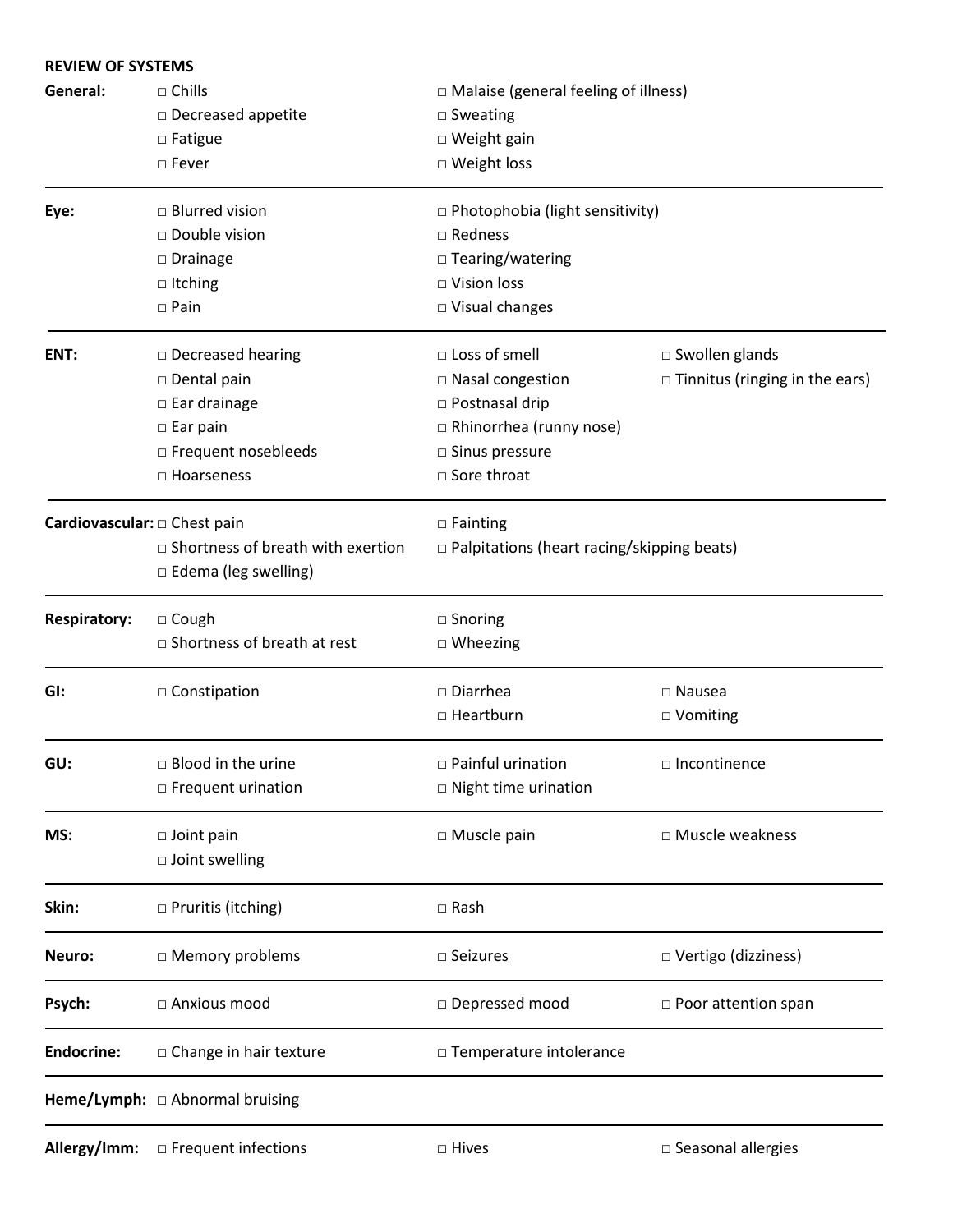**REVIEW OF SYSTEMS**

| | | | |
|---|---|---|---|
| **General:** | □ Chills<br>□ Decreased appetite<br>□ Fatigue<br>□ Fever | □ Malaise (general feeling of illness)<br>□ Sweating<br>□ Weight gain<br>□ Weight loss | |
| **Eye:** | □ Blurred vision<br>□ Double vision<br>□ Drainage<br>□ Itching<br>□ Pain | □ Photophobia (light sensitivity)<br>□ Redness<br>□ Tearing/watering<br>□ Vision loss<br>□ Visual changes | |
| **ENT:** | □ Decreased hearing<br>□ Dental pain<br>□ Ear drainage<br>□ Ear pain<br>□ Frequent nosebleeds<br>□ Hoarseness | □ Loss of smell<br>□ Nasal congestion<br>□ Postnasal drip<br>□ Rhinorrhea (runny nose)<br>□ Sinus pressure<br>□ Sore throat | □ Swollen glands<br>□ Tinnitus (ringing in the ears) |
| **Cardiovascular:** | □ Chest pain<br>□ Shortness of breath with exertion<br>□ Edema (leg swelling) | □ Fainting<br>□ Palpitations (heart racing/skipping beats) | |
| **Respiratory:** | □ Cough<br>□ Shortness of breath at rest | □ Snoring<br>□ Wheezing | |
| **GI:** | □ Constipation | □ Diarrhea<br>□ Heartburn | □ Nausea<br>□ Vomiting |
| **GU:** | □ Blood in the urine<br>□ Frequent urination | □ Painful urination<br>□ Night time urination | □ Incontinence |
| **MS:** | □ Joint pain<br>□ Joint swelling | □ Muscle pain | □ Muscle weakness |
| **Skin:** | □ Pruritis (itching) | □ Rash | |
| **Neuro:** | □ Memory problems | □ Seizures | □ Vertigo (dizziness) |
| **Psych:** | □ Anxious mood | □ Depressed mood | □ Poor attention span |
| **Endocrine:** | □ Change in hair texture | □ Temperature intolerance | |
| **Heme/Lymph:** | □ Abnormal bruising | | |
| **Allergy/Imm:** | □ Frequent infections | □ Hives | □ Seasonal allergies |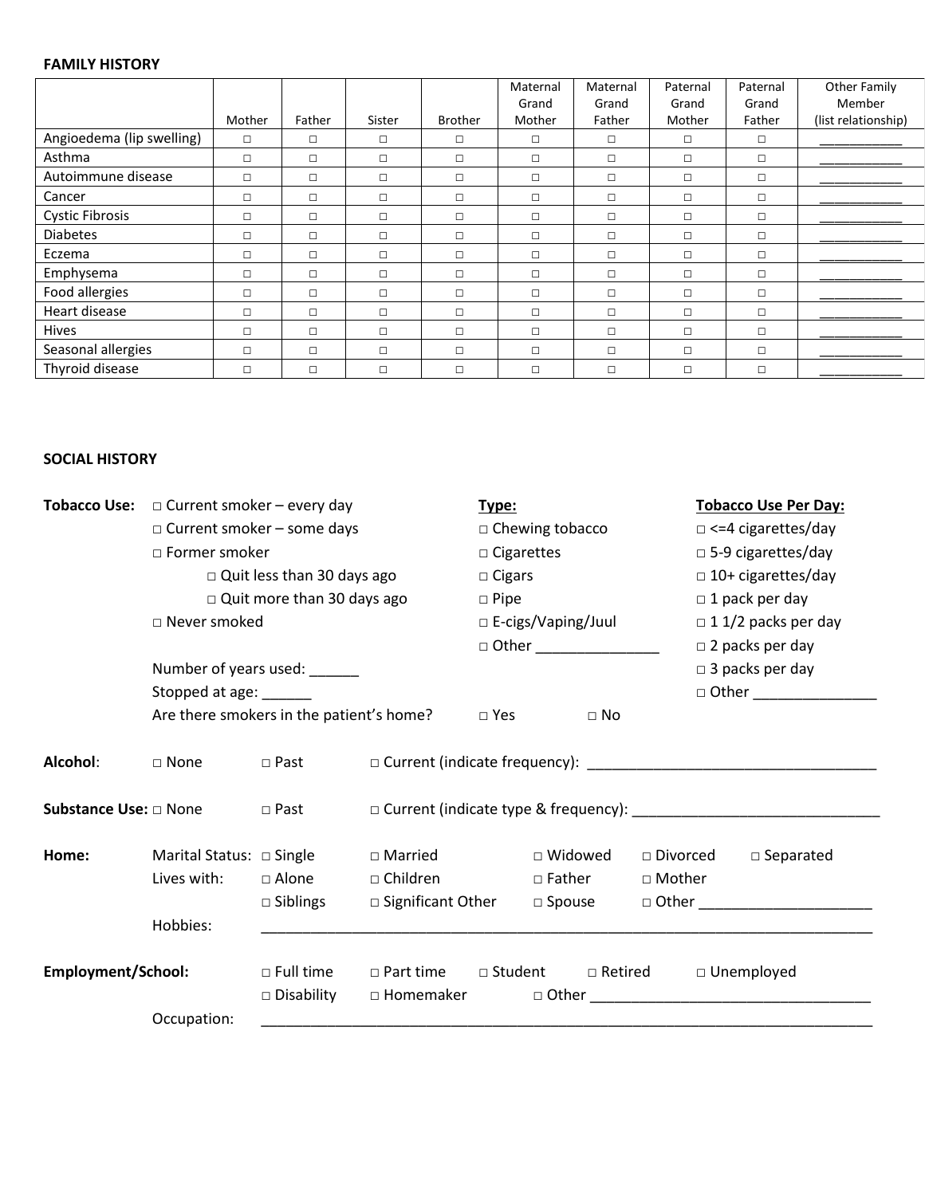**FAMILY HISTORY**

| | Mother | Father | Sister | Brother | Maternal Grand Mother | Maternal Grand Father | Paternal Grand Mother | Paternal Grand Father | Other Family Member (list relationship) |
|---|---|---|---|---|---|---|---|---|---|
| Angioedema (lip swelling) | □ | □ | □ | □ | □ | □ | □ | □ | ___________ |
| Asthma | □ | □ | □ | □ | □ | □ | □ | □ | ___________ |
| Autoimmune disease | □ | □ | □ | □ | □ | □ | □ | □ | ___________ |
| Cancer | □ | □ | □ | □ | □ | □ | □ | □ | ___________ |
| Cystic Fibrosis | □ | □ | □ | □ | □ | □ | □ | □ | ___________ |
| Diabetes | □ | □ | □ | □ | □ | □ | □ | □ | ___________ |
| Eczema | □ | □ | □ | □ | □ | □ | □ | □ | ___________ |
| Emphysema | □ | □ | □ | □ | □ | □ | □ | □ | ___________ |
| Food allergies | □ | □ | □ | □ | □ | □ | □ | □ | ___________ |
| Heart disease | □ | □ | □ | □ | □ | □ | □ | □ | ___________ |
| Hives | □ | □ | □ | □ | □ | □ | □ | □ | ___________ |
| Seasonal allergies | □ | □ | □ | □ | □ | □ | □ | □ | ___________ |
| Thyroid disease | □ | □ | □ | □ | □ | □ | □ | □ | ___________ |

**SOCIAL HISTORY**

**Tobacco Use:**
- □ Current smoker – every day
- □ Current smoker – some days
- □ Former smoker
  - □ Quit less than 30 days ago
  - □ Quit more than 30 days ago
- □ Never smoked

**Type:**
- □ Chewing tobacco
- □ Cigarettes
- □ Cigars
- □ Pipe
- □ E-cigs/Vaping/Juul
- □ Other _______________

**Tobacco Use Per Day:**
- □ <=4 cigarettes/day
- □ 5-9 cigarettes/day
- □ 10+ cigarettes/day
- □ 1 pack per day
- □ 1 1/2 packs per day
- □ 2 packs per day
- □ 3 packs per day
- □ Other _______________

Number of years used: ______

Stopped at age: ______

Are there smokers in the patient's home? □ Yes □ No

**Alcohol**: □ None □ Past □ Current (indicate frequency): __________________________________

**Substance Use:** □ None □ Past □ Current (indicate type & frequency): _____________________________

**Home:**

Marital Status: □ Single □ Married □ Widowed □ Divorced □ Separated

Lives with: □ Alone □ Children □ Father □ Mother □ Siblings □ Significant Other □ Spouse □ Other _____________________

Hobbies: ___________________________________________________________________________

**Employment/School:** □ Full time □ Part time □ Student □ Retired □ Unemployed □ Disability □ Homemaker □ Other _________________________________

Occupation: ___________________________________________________________________________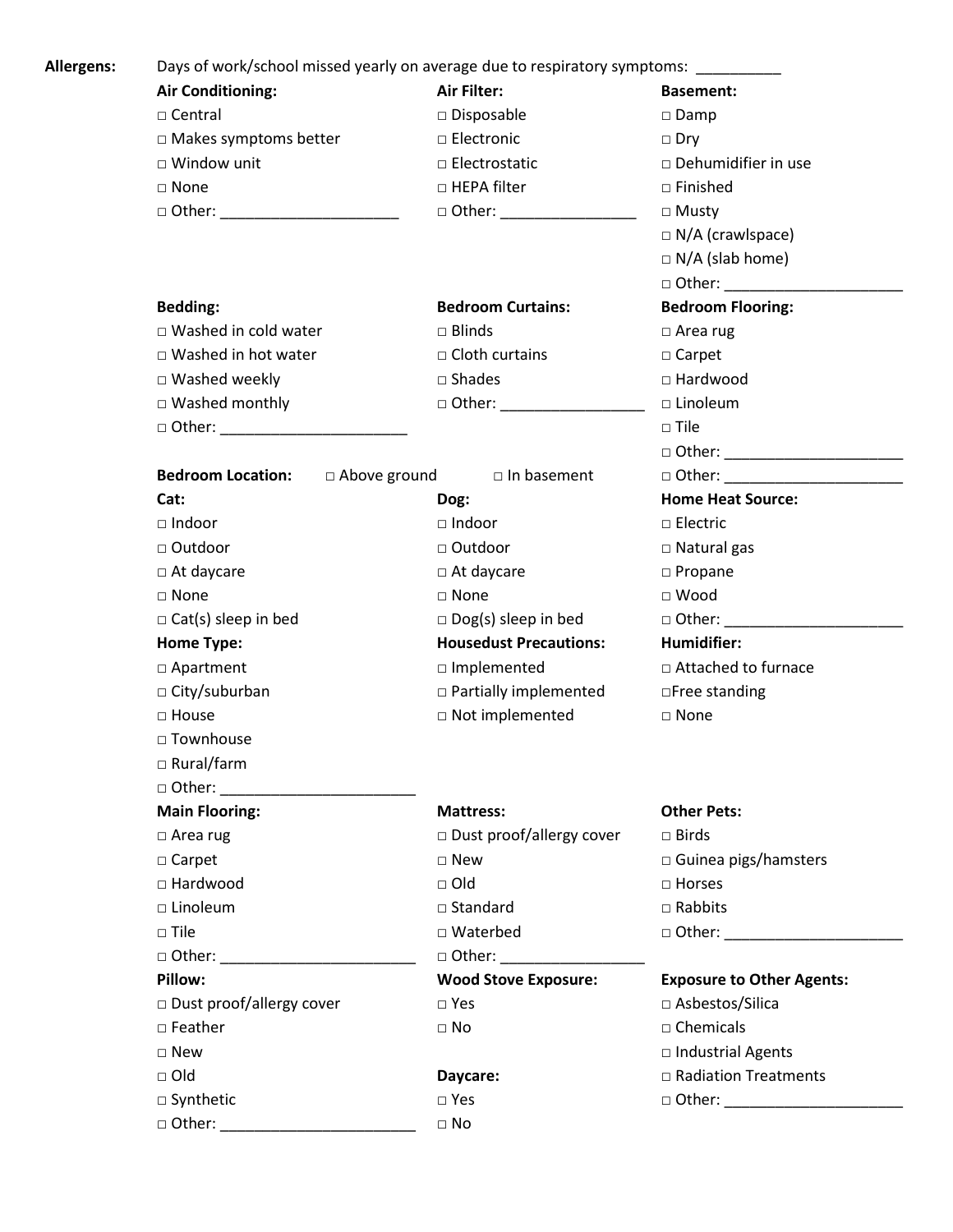**Allergens:** Days of work/school missed yearly on average due to respiratory symptoms: __________

**Air Conditioning:**
- □ Central
- □ Makes symptoms better
- □ Window unit
- □ None
- □ Other: ____________________

**Air Filter:**
- □ Disposable
- □ Electronic
- □ Electrostatic
- □ HEPA filter
- □ Other: ________________

**Basement:**
- □ Damp
- □ Dry
- □ Dehumidifier in use
- □ Finished
- □ Musty
- □ N/A (crawlspace)
- □ N/A (slab home)
- □ Other: ____________________

**Bedding:**
- □ Washed in cold water
- □ Washed in hot water
- □ Washed weekly
- □ Washed monthly
- □ Other: _____________________

**Bedroom Curtains:**
- □ Blinds
- □ Cloth curtains
- □ Shades
- □ Other: ________________

**Bedroom Flooring:**
- □ Area rug
- □ Carpet
- □ Hardwood
- □ Linoleum
- □ Tile
- □ Other: ____________________
- □ Other: ____________________

**Bedroom Location:** □ Above ground □ In basement

**Cat:**
- □ Indoor
- □ Outdoor
- □ At daycare
- □ None
- □ Cat(s) sleep in bed

**Dog:**
- □ Indoor
- □ Outdoor
- □ At daycare
- □ None
- □ Dog(s) sleep in bed

**Home Heat Source:**
- □ Electric
- □ Natural gas
- □ Propane
- □ Wood
- □ Other: ____________________

**Home Type:**
- □ Apartment
- □ City/suburban
- □ House
- □ Townhouse
- □ Rural/farm
- □ Other: ______________________

**Housedust Precautions:**
- □ Implemented
- □ Partially implemented
- □ Not implemented

**Humidifier:**
- □ Attached to furnace
- □ Free standing
- □ None

**Main Flooring:**
- □ Area rug
- □ Carpet
- □ Hardwood
- □ Linoleum
- □ Tile
- □ Other: ______________________

**Mattress:**
- □ Dust proof/allergy cover
- □ New
- □ Old
- □ Standard
- □ Waterbed
- □ Other: ________________

**Other Pets:**
- □ Birds
- □ Guinea pigs/hamsters
- □ Horses
- □ Rabbits
- □ Other: ____________________

**Pillow:**
- □ Dust proof/allergy cover
- □ Feather
- □ New
- □ Old
- □ Synthetic
- □ Other: ______________________

**Wood Stove Exposure:**
- □ Yes
- □ No

**Daycare:**
- □ Yes
- □ No

**Exposure to Other Agents:**
- □ Asbestos/Silica
- □ Chemicals
- □ Industrial Agents
- □ Radiation Treatments
- □ Other: ____________________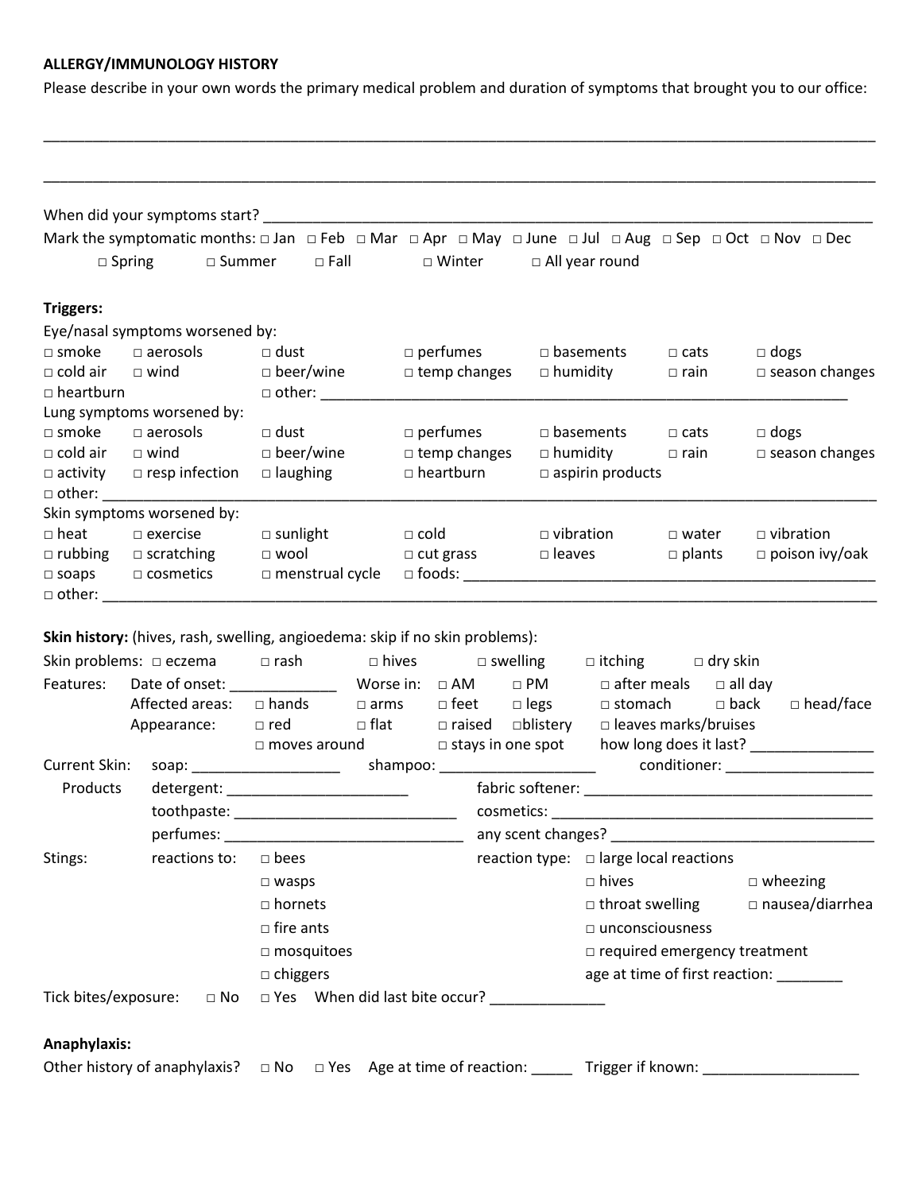**ALLERGY/IMMUNOLOGY HISTORY**

Please describe in your own words the primary medical problem and duration of symptoms that brought you to our office:

_______________________________________________________________________________________________

_______________________________________________________________________________________________

When did your symptoms start? ___________________________________________________________________

Mark the symptomatic months: □ Jan □ Feb □ Mar □ Apr □ May □ June □ Jul □ Aug □ Sep □ Oct □ Nov □ Dec

□ Spring □ Summer □ Fall □ Winter □ All year round

**Triggers:**

Eye/nasal symptoms worsened by:

| | | | | | | |
|---|---|---|---|---|---|---|
| □ smoke | □ aerosols | □ dust | □ perfumes | □ basements | □ cats | □ dogs |
| □ cold air | □ wind | □ beer/wine | □ temp changes | □ humidity | □ rain | □ season changes |
| □ heartburn | | □ other: ________ | | | | |

Lung symptoms worsened by:

| | | | | | | |
|---|---|---|---|---|---|---|
| □ smoke | □ aerosols | □ dust | □ perfumes | □ basements | □ cats | □ dogs |
| □ cold air | □ wind | □ beer/wine | □ temp changes | □ humidity | □ rain | □ season changes |
| □ activity | □ resp infection | □ laughing | □ heartburn | □ aspirin products | | |
| □ other: ________ | | | | | | |

Skin symptoms worsened by:

| | | | | | | |
|---|---|---|---|---|---|---|
| □ heat | □ exercise | □ sunlight | □ cold | □ vibration | □ water | □ vibration |
| □ rubbing | □ scratching | □ wool | □ cut grass | □ leaves | □ plants | □ poison ivy/oak |
| □ soaps | □ cosmetics | □ menstrual cycle | □ foods: ________ | | | |
| □ other: ________ | | | | | | |

**Skin history:** (hives, rash, swelling, angioedema: skip if no skin problems):

Skin problems: □ eczema □ rash □ hives □ swelling □ itching □ dry skin

Features: Date of onset: _____________ Worse in: □ AM □ PM □ after meals □ all day

Affected areas: □ hands □ arms □ feet □ legs □ stomach □ back □ head/face

Appearance: □ red □ flat □ raised □blistery □ leaves marks/bruises

□ moves around □ stays in one spot how long does it last? _______________

Current Skin Products: soap: __________________ shampoo: ___________________ conditioner: __________________

detergent: ______________________ fabric softener: ____________________________________

toothpaste: ___________________________ cosmetics: ________________________________________

perfumes: ______________________________ any scent changes? ________________________________

Stings: reactions to: □ bees □ wasps □ hornets □ fire ants □ mosquitoes □ chiggers

reaction type: □ large local reactions □ hives □ wheezing □ throat swelling □ nausea/diarrhea □ unconsciousness □ required emergency treatment

age at time of first reaction: ________

Tick bites/exposure: □ No □ Yes When did last bite occur? ______________

**Anaphylaxis:**

Other history of anaphylaxis? □ No □ Yes Age at time of reaction: _____ Trigger if known: ___________________